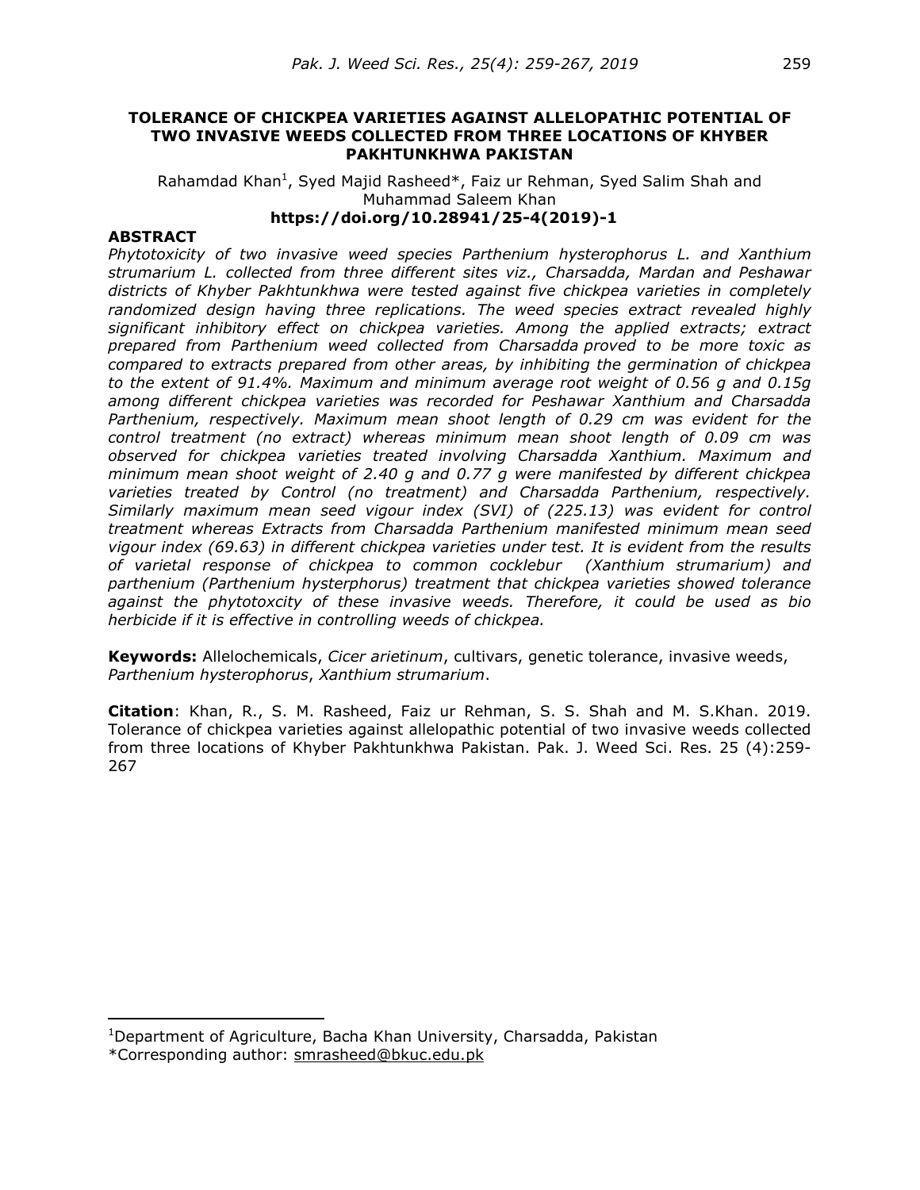# TOLERANCE OF CHICKPEA VARIETIES AGAINST ALLELOPATHIC POTENTIAL OF TWO INVASIVE WEEDS COLLECTED FROM THREE LOCATIONS OF KHYBER PAKHTUNKHWA PAKISTAN

Rahamdad Khan[1], Syed Majid Rasheed*, Faiz ur Rehman, Syed Salim Shah and Muhammad Saleem Khan

**https://doi.org/10.28941/25-4(2019)-1**

## ABSTRACT

*Phytotoxicity of two invasive weed species Parthenium hysterophorus L. and Xanthium strumarium L. collected from three different sites viz., Charsadda, Mardan and Peshawar districts of Khyber Pakhtunkhwa were tested against five chickpea varieties in completely randomized design having three replications. The weed species extract revealed highly significant inhibitory effect on chickpea varieties. Among the applied extracts; extract prepared from Parthenium weed collected from Charsadda proved to be more toxic as compared to extracts prepared from other areas, by inhibiting the germination of chickpea to the extent of 91.4%. Maximum and minimum average root weight of 0.56 g and 0.15g among different chickpea varieties was recorded for Peshawar Xanthium and Charsadda Parthenium, respectively. Maximum mean shoot length of 0.29 cm was evident for the control treatment (no extract) whereas minimum mean shoot length of 0.09 cm was observed for chickpea varieties treated involving Charsadda Xanthium. Maximum and minimum mean shoot weight of 2.40 g and 0.77 g were manifested by different chickpea varieties treated by Control (no treatment) and Charsadda Parthenium, respectively. Similarly maximum mean seed vigour index (SVI) of (225.13) was evident for control treatment whereas Extracts from Charsadda Parthenium manifested minimum mean seed vigour index (69.63) in different chickpea varieties under test. It is evident from the results of varietal response of chickpea to common cocklebur (Xanthium strumarium) and parthenium (Parthenium hysterphorus) treatment that chickpea varieties showed tolerance against the phytotoxcity of these invasive weeds. Therefore, it could be used as bio herbicide if it is effective in controlling weeds of chickpea.*

**Keywords:** Allelochemicals, *Cicer arietinum*, cultivars, genetic tolerance, invasive weeds, *Parthenium hysterophorus*, *Xanthium strumarium*.

**Citation**: Khan, R., S. M. Rasheed, Faiz ur Rehman, S. S. Shah and M. S.Khan. 2019. Tolerance of chickpea varieties against allelopathic potential of two invasive weeds collected from three locations of Khyber Pakhtunkhwa Pakistan. Pak. J. Weed Sci. Res. 25 (4):259-267

---

[1]Department of Agriculture, Bacha Khan University, Charsadda, Pakistan

*Corresponding author: smrasheed@bkuc.edu.pk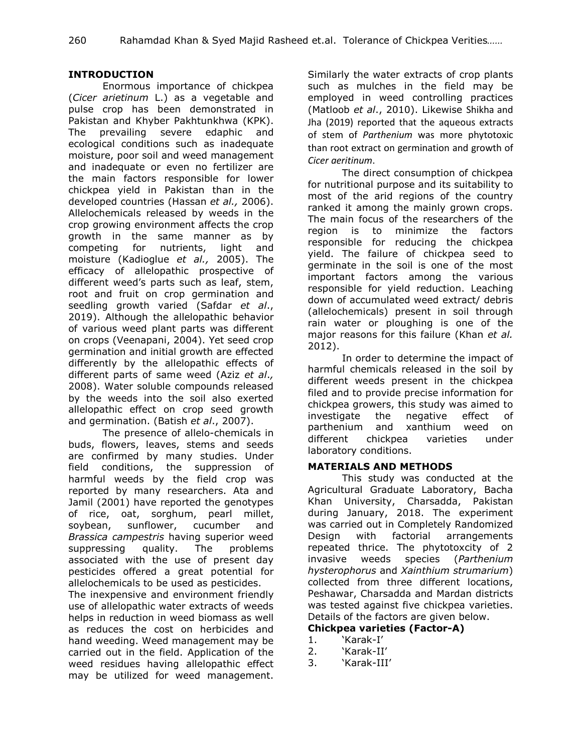## INTRODUCTION

Enormous importance of chickpea (*Cicer arietinum* L.) as a vegetable and pulse crop has been demonstrated in Pakistan and Khyber Pakhtunkhwa (KPK). The prevailing severe edaphic and ecological conditions such as inadequate moisture, poor soil and weed management and inadequate or even no fertilizer are the main factors responsible for lower chickpea yield in Pakistan than in the developed countries (Hassan *et al.,* 2006). Allelochemicals released by weeds in the crop growing environment affects the crop growth in the same manner as by competing for nutrients, light and moisture (Kadioglue *et al.,* 2005). The efficacy of allelopathic prospective of different weed's parts such as leaf, stem, root and fruit on crop germination and seedling growth varied (Safdar *et al*., 2019). Although the allelopathic behavior of various weed plant parts was different on crops (Veenapani, 2004). Yet seed crop germination and initial growth are effected differently by the allelopathic effects of different parts of same weed (Aziz *et al.,* 2008). Water soluble compounds released by the weeds into the soil also exerted allelopathic effect on crop seed growth and germination. (Batish *et al*., 2007).

The presence of allelo-chemicals in buds, flowers, leaves, stems and seeds are confirmed by many studies. Under field conditions, the suppression of harmful weeds by the field crop was reported by many researchers. Ata and Jamil (2001) have reported the genotypes of rice, oat, sorghum, pearl millet, soybean, sunflower, cucumber and *Brassica campestris* having superior weed suppressing quality. The problems associated with the use of present day pesticides offered a great potential for allelochemicals to be used as pesticides.

The inexpensive and environment friendly use of allelopathic water extracts of weeds helps in reduction in weed biomass as well as reduces the cost on herbicides and hand weeding. Weed management may be carried out in the field. Application of the weed residues having allelopathic effect may be utilized for weed management. Similarly the water extracts of crop plants such as mulches in the field may be employed in weed controlling practices (Matloob *et al*., 2010). Likewise Shikha and Jha (2019) reported that the aqueous extracts of stem of *Parthenium* was more phytotoxic than root extract on germination and growth of *Cicer aeritinum*.

The direct consumption of chickpea for nutritional purpose and its suitability to most of the arid regions of the country ranked it among the mainly grown crops. The main focus of the researchers of the region is to minimize the factors responsible for reducing the chickpea yield. The failure of chickpea seed to germinate in the soil is one of the most important factors among the various responsible for yield reduction. Leaching down of accumulated weed extract/ debris (allelochemicals) present in soil through rain water or ploughing is one of the major reasons for this failure (Khan *et al.* 2012).

In order to determine the impact of harmful chemicals released in the soil by different weeds present in the chickpea filed and to provide precise information for chickpea growers, this study was aimed to investigate the negative effect of parthenium and xanthium weed on different chickpea varieties under laboratory conditions.

## MATERIALS AND METHODS

This study was conducted at the Agricultural Graduate Laboratory, Bacha Khan University, Charsadda, Pakistan during January, 2018. The experiment was carried out in Completely Randomized Design with factorial arrangements repeated thrice. The phytotoxcity of 2 invasive weeds species (*Parthenium hysterophorus* and *Xainthium strumarium*) collected from three different locations, Peshawar, Charsadda and Mardan districts was tested against five chickpea varieties. Details of the factors are given below.

### Chickpea varieties (Factor-A)

1. 'Karak-I'
2. 'Karak-II'
3. 'Karak-III'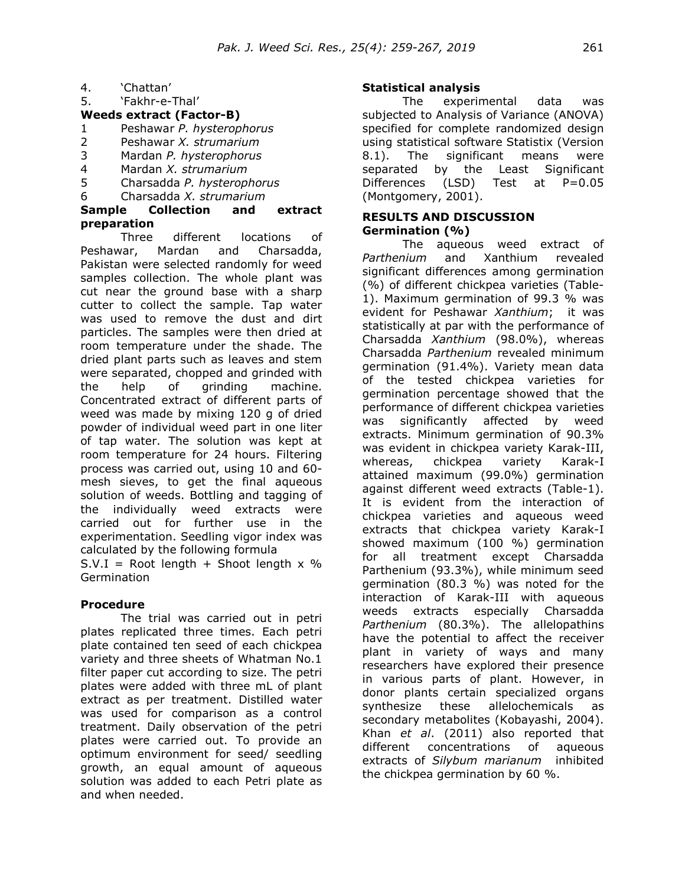4. 'Chattan'
5. 'Fakhr-e-Thal'

**Weeds extract (Factor-B)**

1 Peshawar *P. hysterophorus*
2 Peshawar *X. strumarium*
3 Mardan *P. hysterophorus*
4 Mardan *X. strumarium*
5 Charsadda *P. hysterophorus*
6 Charsadda *X. strumarium*

**Sample Collection and extract preparation**

Three different locations of Peshawar, Mardan and Charsadda, Pakistan were selected randomly for weed samples collection. The whole plant was cut near the ground base with a sharp cutter to collect the sample. Tap water was used to remove the dust and dirt particles. The samples were then dried at room temperature under the shade. The dried plant parts such as leaves and stem were separated, chopped and grinded with the help of grinding machine. Concentrated extract of different parts of weed was made by mixing 120 g of dried powder of individual weed part in one liter of tap water. The solution was kept at room temperature for 24 hours. Filtering process was carried out, using 10 and 60-mesh sieves, to get the final aqueous solution of weeds. Bottling and tagging of the individually weed extracts were carried out for further use in the experimentation. Seedling vigor index was calculated by the following formula

S.V.I = Root length + Shoot length x % Germination

**Procedure**

The trial was carried out in petri plates replicated three times. Each petri plate contained ten seed of each chickpea variety and three sheets of Whatman No.1 filter paper cut according to size. The petri plates were added with three mL of plant extract as per treatment. Distilled water was used for comparison as a control treatment. Daily observation of the petri plates were carried out. To provide an optimum environment for seed/ seedling growth, an equal amount of aqueous solution was added to each Petri plate as and when needed.

**Statistical analysis**

The experimental data was subjected to Analysis of Variance (ANOVA) specified for complete randomized design using statistical software Statistix (Version 8.1). The significant means were separated by the Least Significant Differences (LSD) Test at P=0.05 (Montgomery, 2001).

## RESULTS AND DISCUSSION

**Germination (%)**

The aqueous weed extract of *Parthenium* and Xanthium revealed significant differences among germination (%) of different chickpea varieties (Table-1). Maximum germination of 99.3 % was evident for Peshawar *Xanthium*; it was statistically at par with the performance of Charsadda *Xanthium* (98.0%), whereas Charsadda *Parthenium* revealed minimum germination (91.4%). Variety mean data of the tested chickpea varieties for germination percentage showed that the performance of different chickpea varieties was significantly affected by weed extracts. Minimum germination of 90.3% was evident in chickpea variety Karak-III, whereas, chickpea variety Karak-I attained maximum (99.0%) germination against different weed extracts (Table-1). It is evident from the interaction of chickpea varieties and aqueous weed extracts that chickpea variety Karak-I showed maximum (100 %) germination for all treatment except Charsadda Parthenium (93.3%), while minimum seed germination (80.3 %) was noted for the interaction of Karak-III with aqueous weeds extracts especially Charsadda *Parthenium* (80.3%). The allelopathins have the potential to affect the receiver plant in variety of ways and many researchers have explored their presence in various parts of plant. However, in donor plants certain specialized organs synthesize these allelochemicals as secondary metabolites (Kobayashi, 2004). Khan *et al*. (2011) also reported that different concentrations of aqueous extracts of *Silybum marianum* inhibited the chickpea germination by 60 %.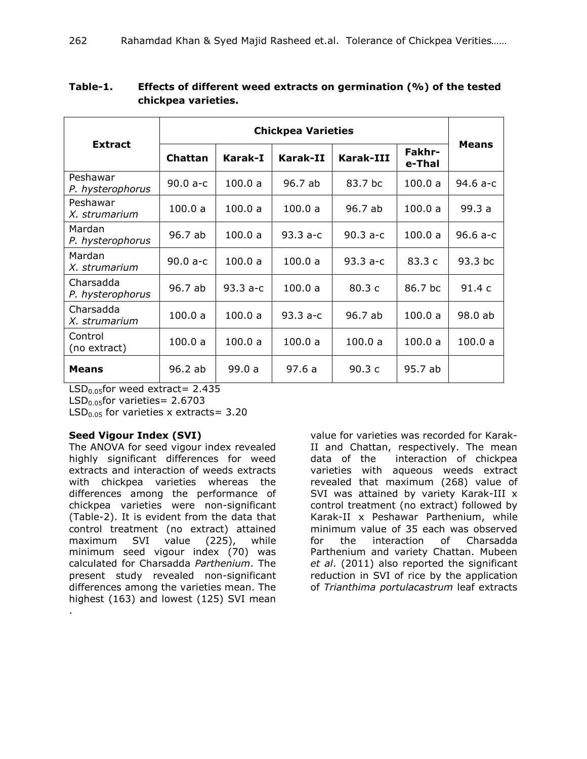**Table-1. Effects of different weed extracts on germination (%) of the tested chickpea varieties.**

| Extract | Chickpea Varieties | | | | | Means |
|---|---|---|---|---|---|---|
| | Chattan | Karak-I | Karak-II | Karak-III | Fakhr-e-Thal | |
| Peshawar *P. hysterophorus* | 90.0 a-c | 100.0 a | 96.7 ab | 83.7 bc | 100.0 a | 94.6 a-c |
| Peshawar *X. strumarium* | 100.0 a | 100.0 a | 100.0 a | 96.7 ab | 100.0 a | 99.3 a |
| Mardan *P. hysterophorus* | 96.7 ab | 100.0 a | 93.3 a-c | 90.3 a-c | 100.0 a | 96.6 a-c |
| Mardan *X. strumarium* | 90.0 a-c | 100.0 a | 100.0 a | 93.3 a-c | 83.3 c | 93.3 bc |
| Charsadda *P. hysterophorus* | 96.7 ab | 93.3 a-c | 100.0 a | 80.3 c | 86.7 bc | 91.4 c |
| Charsadda *X. strumarium* | 100.0 a | 100.0 a | 93.3 a-c | 96.7 ab | 100.0 a | 98.0 ab |
| Control (no extract) | 100.0 a | 100.0 a | 100.0 a | 100.0 a | 100.0 a | 100.0 a |
| **Means** | 96.2 ab | 99.0 a | 97.6 a | 90.3 c | 95.7 ab | |

$LSD_{0.05}$ for weed extract= 2.435
$LSD_{0.05}$ for varieties= 2.6703
$LSD_{0.05}$ for varieties x extracts= 3.20

**Seed Vigour Index (SVI)**

The ANOVA for seed vigour index revealed highly significant differences for weed extracts and interaction of weeds extracts with chickpea varieties whereas the differences among the performance of chickpea varieties were non-significant (Table-2). It is evident from the data that control treatment (no extract) attained maximum SVI value (225), while minimum seed vigour index (70) was calculated for Charsadda *Parthenium*. The present study revealed non-significant differences among the varieties mean. The highest (163) and lowest (125) SVI mean value for varieties was recorded for Karak-II and Chattan, respectively. The mean data of the interaction of chickpea varieties with aqueous weeds extract revealed that maximum (268) value of SVI was attained by variety Karak-III x control treatment (no extract) followed by Karak-II x Peshawar Parthenium, while minimum value of 35 each was observed for the interaction of Charsadda Parthenium and variety Chattan. Mubeen *et al*. (2011) also reported the significant reduction in SVI of rice by the application of *Trianthima portulacastrum* leaf extracts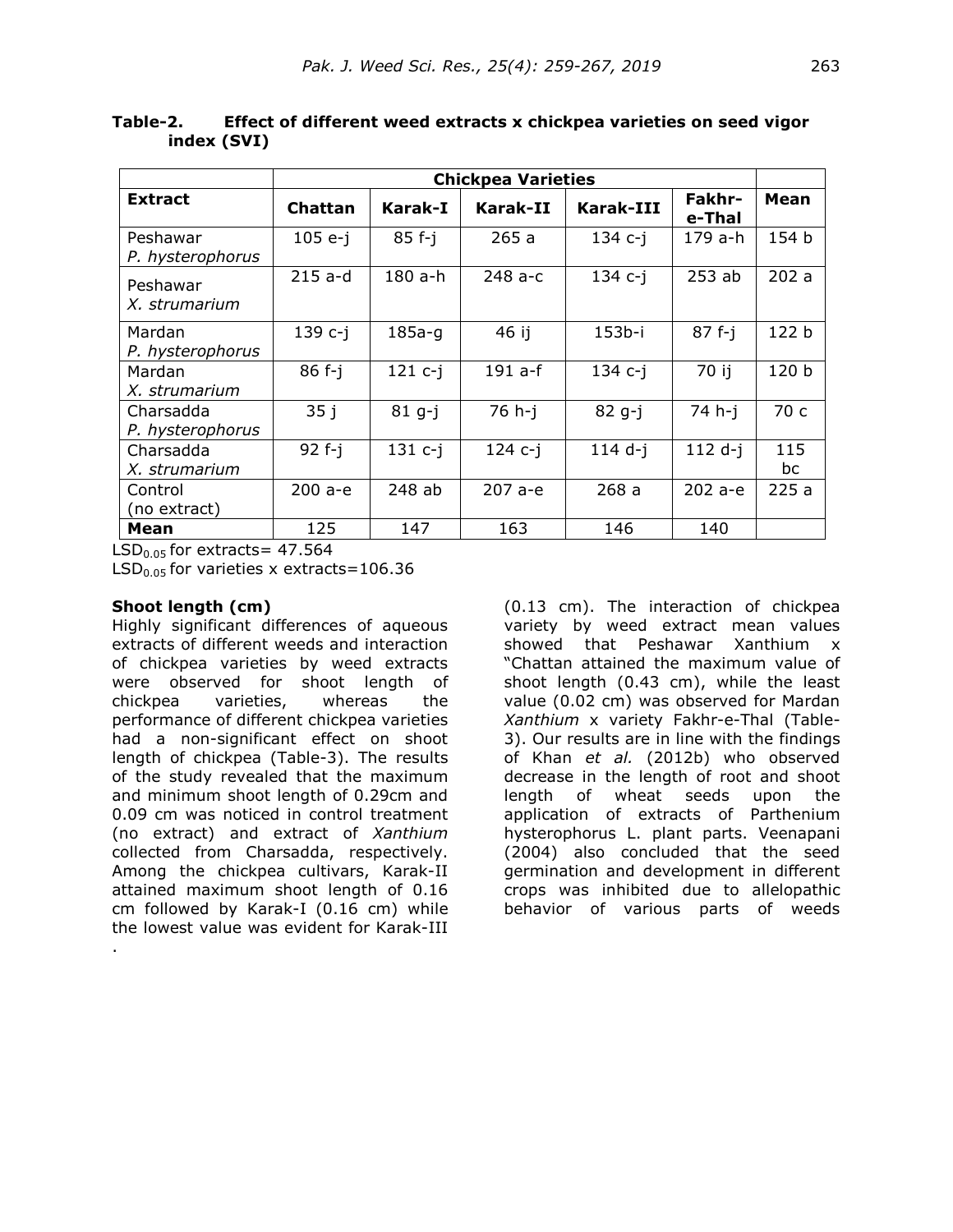**Table-2. Effect of different weed extracts x chickpea varieties on seed vigor index (SVI)**

| Extract | Chickpea Varieties | | | | | Mean |
|---|---|---|---|---|---|---|
| | Chattan | Karak-I | Karak-II | Karak-III | Fakhr-e-Thal | |
| Peshawar *P. hysterophorus* | 105 e-j | 85 f-j | 265 a | 134 c-j | 179 a-h | 154 b |
| Peshawar *X. strumarium* | 215 a-d | 180 a-h | 248 a-c | 134 c-j | 253 ab | 202 a |
| Mardan *P. hysterophorus* | 139 c-j | 185a-g | 46 ij | 153b-i | 87 f-j | 122 b |
| Mardan *X. strumarium* | 86 f-j | 121 c-j | 191 a-f | 134 c-j | 70 ij | 120 b |
| Charsadda *P. hysterophorus* | 35 j | 81 g-j | 76 h-j | 82 g-j | 74 h-j | 70 c |
| Charsadda *X. strumarium* | 92 f-j | 131 c-j | 124 c-j | 114 d-j | 112 d-j | 115 bc |
| Control (no extract) | 200 a-e | 248 ab | 207 a-e | 268 a | 202 a-e | 225 a |
| **Mean** | 125 | 147 | 163 | 146 | 140 | |

$LSD_{0.05}$ for extracts= 47.564

$LSD_{0.05}$ for varieties x extracts=106.36

### Shoot length (cm)

Highly significant differences of aqueous extracts of different weeds and interaction of chickpea varieties by weed extracts were observed for shoot length of chickpea varieties, whereas the performance of different chickpea varieties had a non-significant effect on shoot length of chickpea (Table-3). The results of the study revealed that the maximum and minimum shoot length of 0.29cm and 0.09 cm was noticed in control treatment (no extract) and extract of *Xanthium* collected from Charsadda, respectively. Among the chickpea cultivars, Karak-II attained maximum shoot length of 0.16 cm followed by Karak-I (0.16 cm) while the lowest value was evident for Karak-III (0.13 cm). The interaction of chickpea variety by weed extract mean values showed that Peshawar Xanthium x "Chattan attained the maximum value of shoot length (0.43 cm), while the least value (0.02 cm) was observed for Mardan *Xanthium* x variety Fakhr-e-Thal (Table-3). Our results are in line with the findings of Khan *et al.* (2012b) who observed decrease in the length of root and shoot length of wheat seeds upon the application of extracts of Parthenium hysterophorus L. plant parts. Veenapani (2004) also concluded that the seed germination and development in different crops was inhibited due to allelopathic behavior of various parts of weeds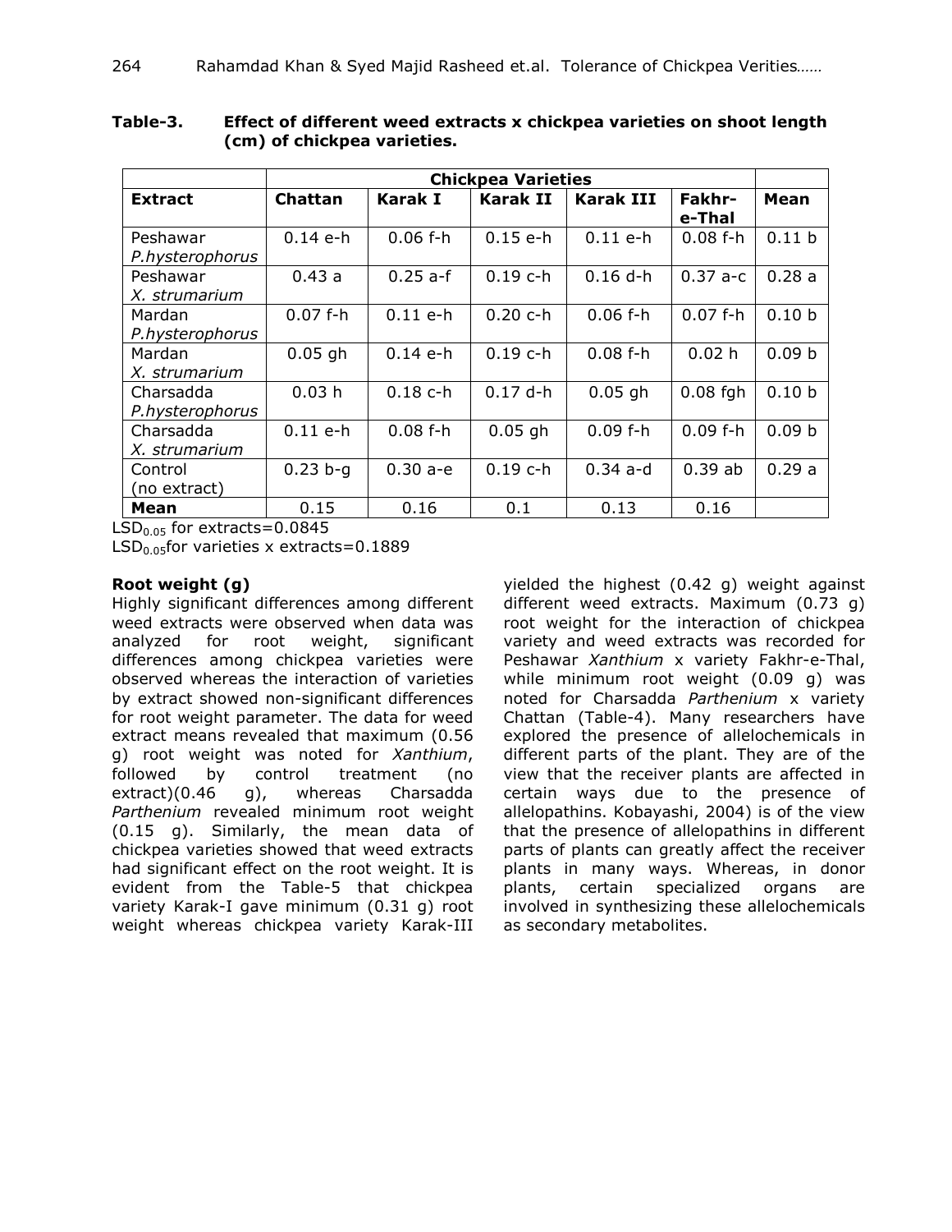**Table-3. Effect of different weed extracts x chickpea varieties on shoot length (cm) of chickpea varieties.**

| | Chickpea Varieties | | | | | |
|---|---|---|---|---|---|---|
| **Extract** | **Chattan** | **Karak I** | **Karak II** | **Karak III** | **Fakhr-e-Thal** | **Mean** |
| Peshawar *P.hysterophorus* | 0.14 e-h | 0.06 f-h | 0.15 e-h | 0.11 e-h | 0.08 f-h | 0.11 b |
| Peshawar *X. strumarium* | 0.43 a | 0.25 a-f | 0.19 c-h | 0.16 d-h | 0.37 a-c | 0.28 a |
| Mardan *P.hysterophorus* | 0.07 f-h | 0.11 e-h | 0.20 c-h | 0.06 f-h | 0.07 f-h | 0.10 b |
| Mardan *X. strumarium* | 0.05 gh | 0.14 e-h | 0.19 c-h | 0.08 f-h | 0.02 h | 0.09 b |
| Charsadda *P.hysterophorus* | 0.03 h | 0.18 c-h | 0.17 d-h | 0.05 gh | 0.08 fgh | 0.10 b |
| Charsadda *X. strumarium* | 0.11 e-h | 0.08 f-h | 0.05 gh | 0.09 f-h | 0.09 f-h | 0.09 b |
| Control (no extract) | 0.23 b-g | 0.30 a-e | 0.19 c-h | 0.34 a-d | 0.39 ab | 0.29 a |
| **Mean** | 0.15 | 0.16 | 0.1 | 0.13 | 0.16 | |

$LSD_{0.05}$ for extracts=0.0845

$LSD_{0.05}$for varieties x extracts=0.1889

**Root weight (g)**

Highly significant differences among different weed extracts were observed when data was analyzed for root weight, significant differences among chickpea varieties were observed whereas the interaction of varieties by extract showed non-significant differences for root weight parameter. The data for weed extract means revealed that maximum (0.56 g) root weight was noted for *Xanthium*, followed by control treatment (no extract)(0.46 g), whereas Charsadda *Parthenium* revealed minimum root weight (0.15 g). Similarly, the mean data of chickpea varieties showed that weed extracts had significant effect on the root weight. It is evident from the Table-5 that chickpea variety Karak-I gave minimum (0.31 g) root weight whereas chickpea variety Karak-III yielded the highest (0.42 g) weight against different weed extracts. Maximum (0.73 g) root weight for the interaction of chickpea variety and weed extracts was recorded for Peshawar *Xanthium* x variety Fakhr-e-Thal, while minimum root weight (0.09 g) was noted for Charsadda *Parthenium* x variety Chattan (Table-4). Many researchers have explored the presence of allelochemicals in different parts of the plant. They are of the view that the receiver plants are affected in certain ways due to the presence of allelopathins. Kobayashi, 2004) is of the view that the presence of allelopathins in different parts of plants can greatly affect the receiver plants in many ways. Whereas, in donor plants, certain specialized organs are involved in synthesizing these allelochemicals as secondary metabolites.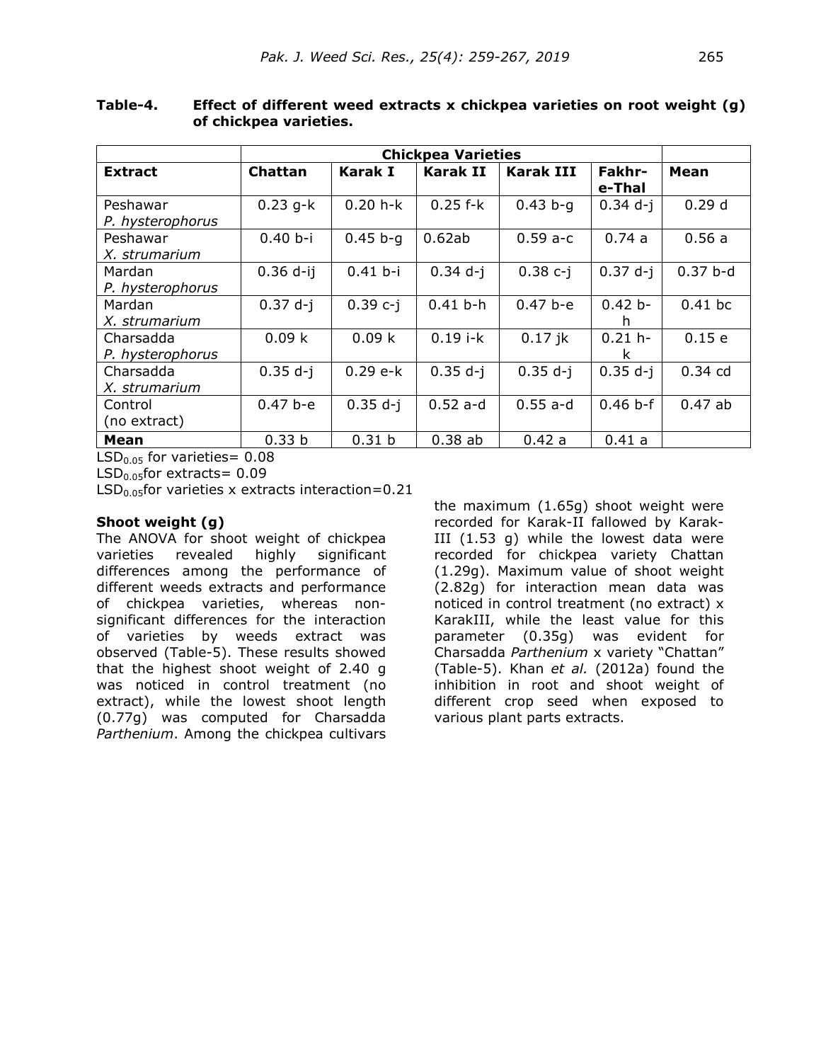**Table-4. Effect of different weed extracts x chickpea varieties on root weight (g) of chickpea varieties.**

| | Chickpea Varieties | | | | | |
|---|---|---|---|---|---|---|
| **Extract** | **Chattan** | **Karak I** | **Karak II** | **Karak III** | **Fakhr-e-Thal** | **Mean** |
| Peshawar *P. hysterophorus* | 0.23 g-k | 0.20 h-k | 0.25 f-k | 0.43 b-g | 0.34 d-j | 0.29 d |
| Peshawar *X. strumarium* | 0.40 b-i | 0.45 b-g | 0.62ab | 0.59 a-c | 0.74 a | 0.56 a |
| Mardan *P. hysterophorus* | 0.36 d-ij | 0.41 b-i | 0.34 d-j | 0.38 c-j | 0.37 d-j | 0.37 b-d |
| Mardan *X. strumarium* | 0.37 d-j | 0.39 c-j | 0.41 b-h | 0.47 b-e | 0.42 b-h | 0.41 bc |
| Charsadda *P. hysterophorus* | 0.09 k | 0.09 k | 0.19 i-k | 0.17 jk | 0.21 h-k | 0.15 e |
| Charsadda *X. strumarium* | 0.35 d-j | 0.29 e-k | 0.35 d-j | 0.35 d-j | 0.35 d-j | 0.34 cd |
| Control (no extract) | 0.47 b-e | 0.35 d-j | 0.52 a-d | 0.55 a-d | 0.46 b-f | 0.47 ab |
| **Mean** | 0.33 b | 0.31 b | 0.38 ab | 0.42 a | 0.41 a | |

$LSD_{0.05}$ for varieties= 0.08

$LSD_{0.05}$ for extracts= 0.09

$LSD_{0.05}$ for varieties x extracts interaction=0.21

### Shoot weight (g)

The ANOVA for shoot weight of chickpea varieties revealed highly significant differences among the performance of different weeds extracts and performance of chickpea varieties, whereas non-significant differences for the interaction of varieties by weeds extract was observed (Table-5). These results showed that the highest shoot weight of 2.40 g was noticed in control treatment (no extract), while the lowest shoot length (0.77g) was computed for Charsadda *Parthenium*. Among the chickpea cultivars the maximum (1.65g) shoot weight were recorded for Karak-II fallowed by Karak-III (1.53 g) while the lowest data were recorded for chickpea variety Chattan (1.29g). Maximum value of shoot weight (2.82g) for interaction mean data was noticed in control treatment (no extract) x KarakIII, while the least value for this parameter (0.35g) was evident for Charsadda *Parthenium* x variety "Chattan" (Table-5). Khan *et al.* (2012a) found the inhibition in root and shoot weight of different crop seed when exposed to various plant parts extracts.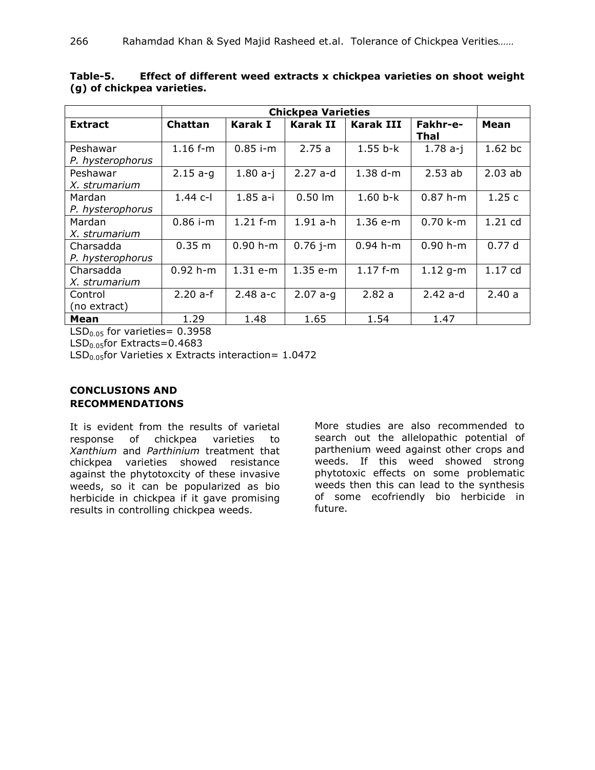**Table-5. Effect of different weed extracts x chickpea varieties on shoot weight (g) of chickpea varieties.**

| | Chickpea Varieties | | | | | |
|---|---|---|---|---|---|---|
| **Extract** | **Chattan** | **Karak I** | **Karak II** | **Karak III** | **Fakhr-e-Thal** | **Mean** |
| Peshawar *P. hysterophorus* | 1.16 f-m | 0.85 i-m | 2.75 a | 1.55 b-k | 1.78 a-j | 1.62 bc |
| Peshawar *X. strumarium* | 2.15 a-g | 1.80 a-j | 2.27 a-d | 1.38 d-m | 2.53 ab | 2.03 ab |
| Mardan *P. hysterophorus* | 1.44 c-l | 1.85 a-i | 0.50 lm | 1.60 b-k | 0.87 h-m | 1.25 c |
| Mardan *X. strumarium* | 0.86 i-m | 1.21 f-m | 1.91 a-h | 1.36 e-m | 0.70 k-m | 1.21 cd |
| Charsadda *P. hysterophorus* | 0.35 m | 0.90 h-m | 0.76 j-m | 0.94 h-m | 0.90 h-m | 0.77 d |
| Charsadda *X. strumarium* | 0.92 h-m | 1.31 e-m | 1.35 e-m | 1.17 f-m | 1.12 g-m | 1.17 cd |
| Control (no extract) | 2.20 a-f | 2.48 a-c | 2.07 a-g | 2.82 a | 2.42 a-d | 2.40 a |
| **Mean** | 1.29 | 1.48 | 1.65 | 1.54 | 1.47 | |

$LSD_{0.05}$ for varieties= 0.3958

$LSD_{0.05}$for Extracts=0.4683

$LSD_{0.05}$for Varieties x Extracts interaction= 1.0472

## CONCLUSIONS AND RECOMMENDATIONS

It is evident from the results of varietal response of chickpea varieties to *Xanthium* and *Parthinium* treatment that chickpea varieties showed resistance against the phytotoxcity of these invasive weeds, so it can be popularized as bio herbicide in chickpea if it gave promising results in controlling chickpea weeds.

More studies are also recommended to search out the allelopathic potential of parthenium weed against other crops and weeds. If this weed showed strong phytotoxic effects on some problematic weeds then this can lead to the synthesis of some ecofriendly bio herbicide in future.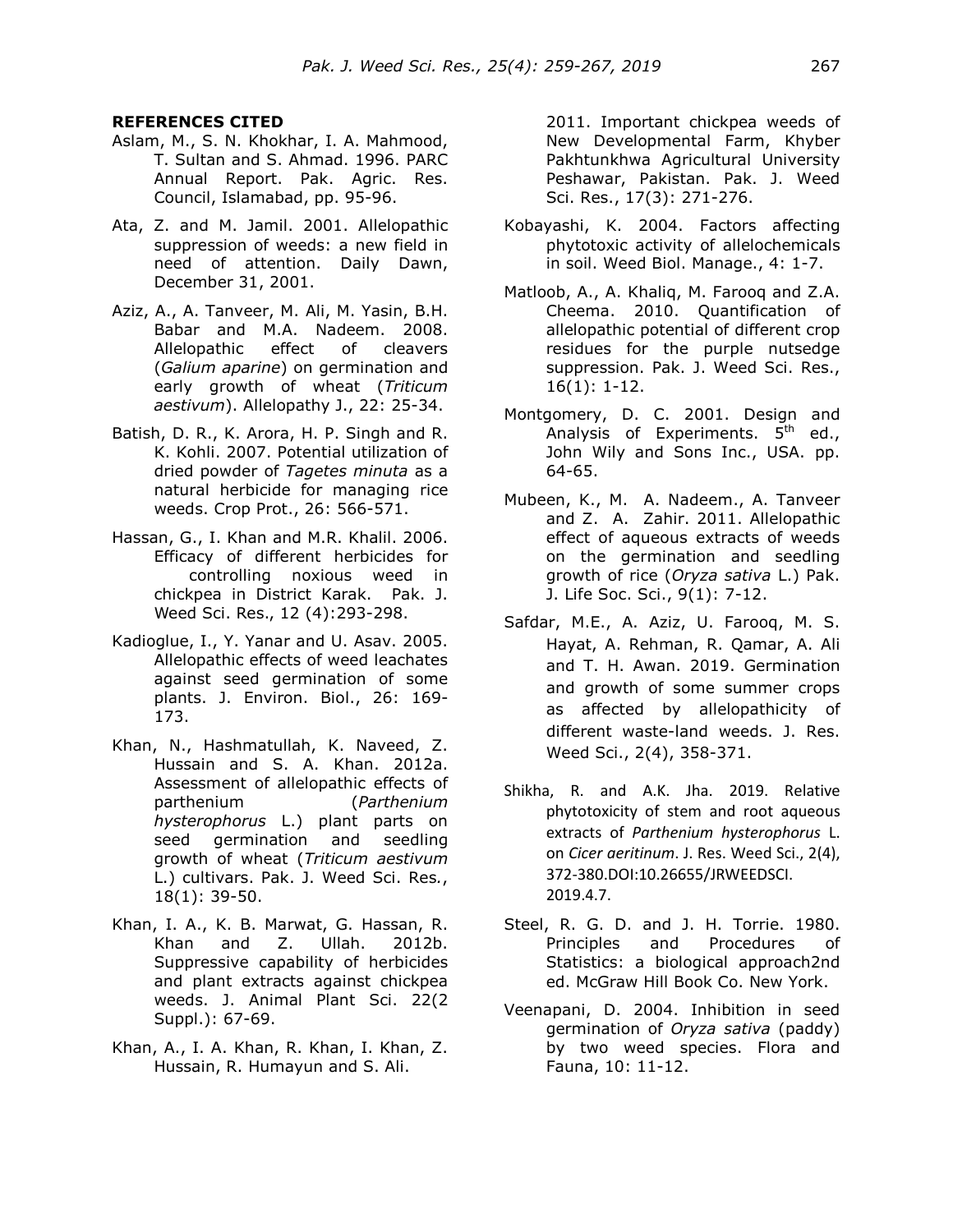## REFERENCES CITED

Aslam, M., S. N. Khokhar, I. A. Mahmood, T. Sultan and S. Ahmad. 1996. PARC Annual Report. Pak. Agric. Res. Council, Islamabad, pp. 95-96.

Ata, Z. and M. Jamil. 2001. Allelopathic suppression of weeds: a new field in need of attention. Daily Dawn, December 31, 2001.

Aziz, A., A. Tanveer, M. Ali, M. Yasin, B.H. Babar and M.A. Nadeem. 2008. Allelopathic effect of cleavers (*Galium aparine*) on germination and early growth of wheat (*Triticum aestivum*). Allelopathy J., 22: 25-34.

Batish, D. R., K. Arora, H. P. Singh and R. K. Kohli. 2007. Potential utilization of dried powder of *Tagetes minuta* as a natural herbicide for managing rice weeds. Crop Prot., 26: 566-571.

Hassan, G., I. Khan and M.R. Khalil. 2006. Efficacy of different herbicides for controlling noxious weed in chickpea in District Karak. Pak. J. Weed Sci. Res., 12 (4):293-298.

Kadioglue, I., Y. Yanar and U. Asav. 2005. Allelopathic effects of weed leachates against seed germination of some plants. J. Environ. Biol., 26: 169-173.

Khan, N., Hashmatullah, K. Naveed, Z. Hussain and S. A. Khan. 2012a. Assessment of allelopathic effects of parthenium (*Parthenium hysterophorus* L.) plant parts on seed germination and seedling growth of wheat (*Triticum aestivum* L.) cultivars. Pak. J. Weed Sci. Res., 18(1): 39-50.

Khan, I. A., K. B. Marwat, G. Hassan, R. Khan and Z. Ullah. 2012b. Suppressive capability of herbicides and plant extracts against chickpea weeds. J. Animal Plant Sci. 22(2 Suppl.): 67-69.

Khan, A., I. A. Khan, R. Khan, I. Khan, Z. Hussain, R. Humayun and S. Ali. 2011. Important chickpea weeds of New Developmental Farm, Khyber Pakhtunkhwa Agricultural University Peshawar, Pakistan. Pak. J. Weed Sci. Res., 17(3): 271-276.

Kobayashi, K. 2004. Factors affecting phytotoxic activity of allelochemicals in soil. Weed Biol. Manage., 4: 1-7.

Matloob, A., A. Khaliq, M. Farooq and Z.A. Cheema. 2010. Quantification of allelopathic potential of different crop residues for the purple nutsedge suppression. Pak. J. Weed Sci. Res., 16(1): 1-12.

Montgomery, D. C. 2001. Design and Analysis of Experiments. 5th ed., John Wily and Sons Inc., USA. pp. 64-65.

Mubeen, K., M. A. Nadeem., A. Tanveer and Z. A. Zahir. 2011. Allelopathic effect of aqueous extracts of weeds on the germination and seedling growth of rice (*Oryza sativa* L.) Pak. J. Life Soc. Sci., 9(1): 7-12.

Safdar, M.E., A. Aziz, U. Farooq, M. S. Hayat, A. Rehman, R. Qamar, A. Ali and T. H. Awan. 2019. Germination and growth of some summer crops as affected by allelopathicity of different waste-land weeds. J. Res. Weed Sci., 2(4), 358-371.

Shikha, R. and A.K. Jha. 2019. Relative phytotoxicity of stem and root aqueous extracts of *Parthenium hysterophorus* L. on *Cicer aeritinum*. J. Res. Weed Sci., 2(4), 372-380.DOI:10.26655/JRWEEDSCI.2019.4.7.

Steel, R. G. D. and J. H. Torrie. 1980. Principles and Procedures of Statistics: a biological approach2nd ed. McGraw Hill Book Co. New York.

Veenapani, D. 2004. Inhibition in seed germination of *Oryza sativa* (paddy) by two weed species. Flora and Fauna, 10: 11-12.